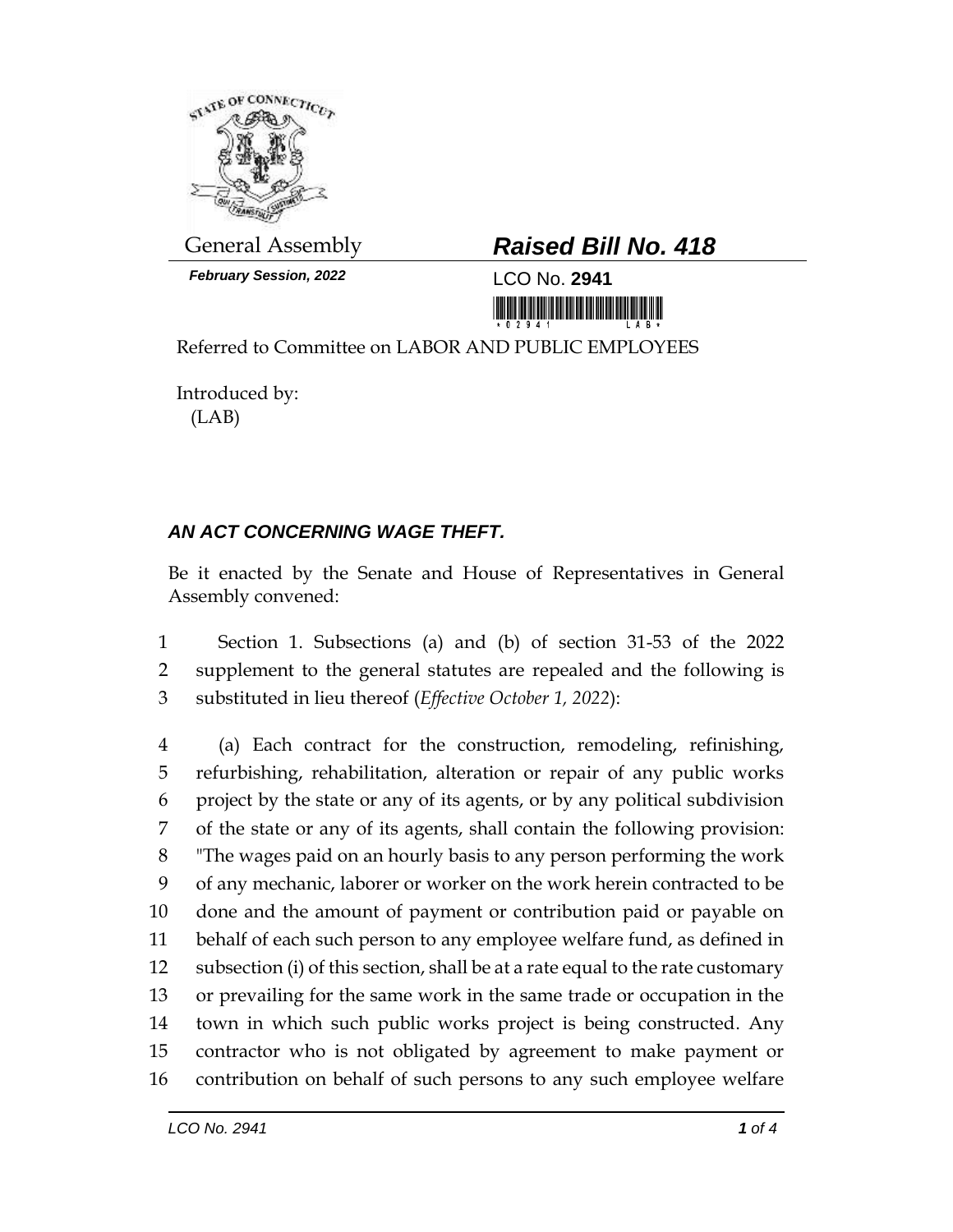General Assembly

***February Session, 2022***

## ***Raised Bill No. 418***

LCO No. **2941**

Referred to Committee on LABOR AND PUBLIC EMPLOYEES

Introduced by:
(LAB)

### ***AN ACT CONCERNING WAGE THEFT.***

Be it enacted by the Senate and House of Representatives in General Assembly convened:

1 Section 1. Subsections (a) and (b) of section 31-53 of the 2022
2 supplement to the general statutes are repealed and the following is
3 substituted in lieu thereof (*Effective October 1, 2022*):

4 (a) Each contract for the construction, remodeling, refinishing,
5 refurbishing, rehabilitation, alteration or repair of any public works
6 project by the state or any of its agents, or by any political subdivision
7 of the state or any of its agents, shall contain the following provision:
8 "The wages paid on an hourly basis to any person performing the work
9 of any mechanic, laborer or worker on the work herein contracted to be
10 done and the amount of payment or contribution paid or payable on
11 behalf of each such person to any employee welfare fund, as defined in
12 subsection (i) of this section, shall be at a rate equal to the rate customary
13 or prevailing for the same work in the same trade or occupation in the
14 town in which such public works project is being constructed. Any
15 contractor who is not obligated by agreement to make payment or
16 contribution on behalf of such persons to any such employee welfare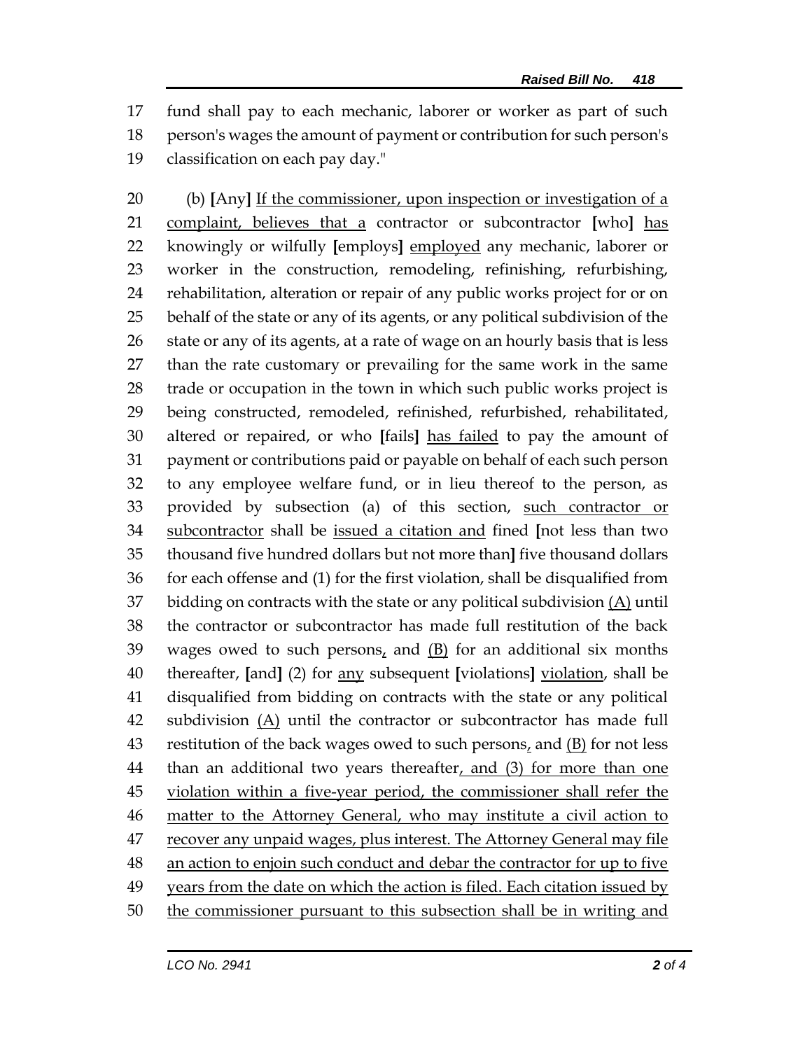fund shall pay to each mechanic, laborer or worker as part of such person's wages the amount of payment or contribution for such person's classification on each pay day."

(b) **[**Any**]** <u>If the commissioner, upon inspection or investigation of a complaint, believes that a</u> contractor or subcontractor **[**who**]** <u>has</u> knowingly or wilfully **[**employs**]** <u>employed</u> any mechanic, laborer or worker in the construction, remodeling, refinishing, refurbishing, rehabilitation, alteration or repair of any public works project for or on behalf of the state or any of its agents, or any political subdivision of the state or any of its agents, at a rate of wage on an hourly basis that is less than the rate customary or prevailing for the same work in the same trade or occupation in the town in which such public works project is being constructed, remodeled, refinished, refurbished, rehabilitated, altered or repaired, or who **[**fails**]** <u>has failed</u> to pay the amount of payment or contributions paid or payable on behalf of each such person to any employee welfare fund, or in lieu thereof to the person, as provided by subsection (a) of this section, <u>such contractor or subcontractor</u> shall be <u>issued a citation and</u> fined **[**not less than two thousand five hundred dollars but not more than**]** five thousand dollars for each offense and (1) for the first violation, shall be disqualified from bidding on contracts with the state or any political subdivision <u>(A)</u> until the contractor or subcontractor has made full restitution of the back wages owed to such persons<u>,</u> and <u>(B)</u> for an additional six months thereafter, **[**and**]** (2) for <u>any</u> subsequent **[**violations**]** <u>violation</u>, shall be disqualified from bidding on contracts with the state or any political subdivision <u>(A)</u> until the contractor or subcontractor has made full restitution of the back wages owed to such persons<u>,</u> and <u>(B)</u> for not less than an additional two years thereafter<u>, and (3) for more than one violation within a five-year period, the commissioner shall refer the matter to the Attorney General, who may institute a civil action to recover any unpaid wages, plus interest. The Attorney General may file an action to enjoin such conduct and debar the contractor for up to five years from the date on which the action is filed. Each citation issued by the commissioner pursuant to this subsection shall be in writing and</u>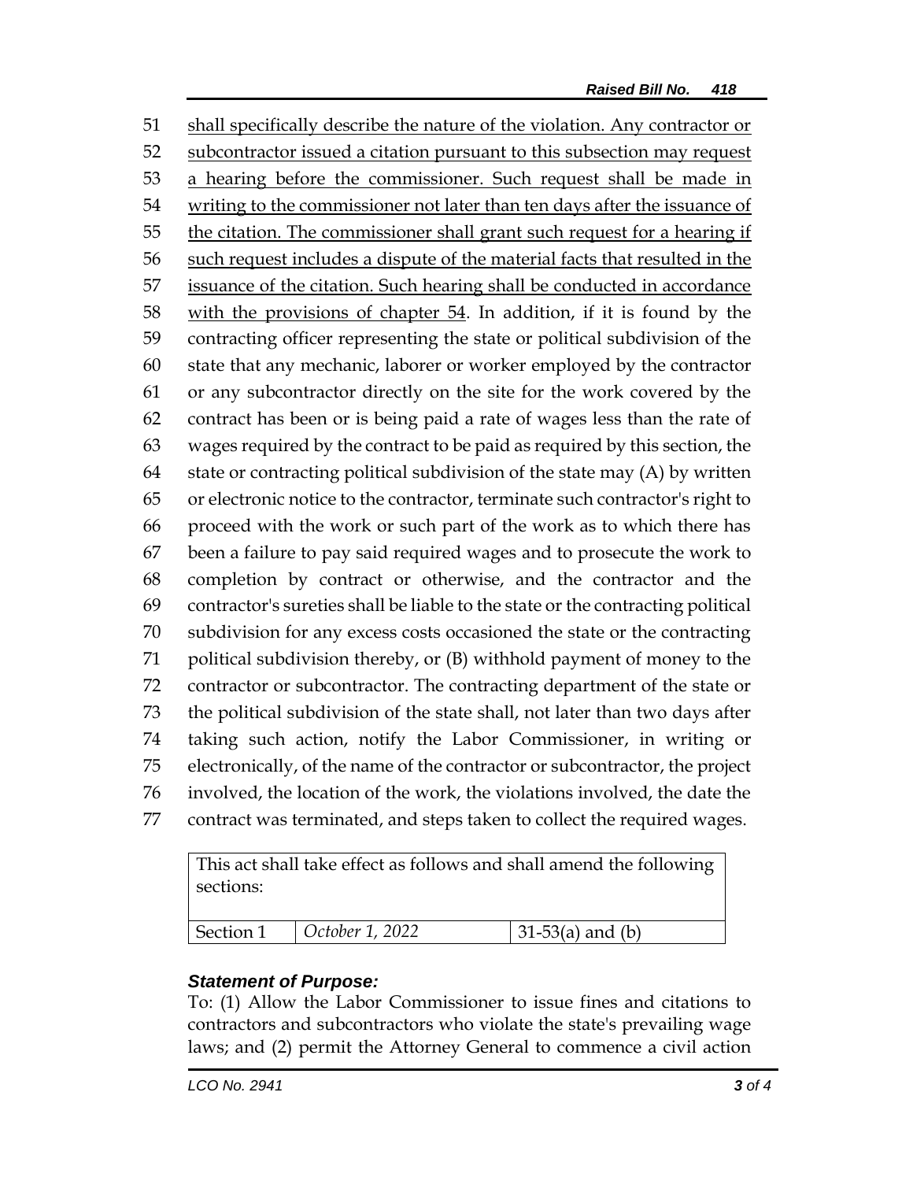shall specifically describe the nature of the violation. Any contractor or subcontractor issued a citation pursuant to this subsection may request a hearing before the commissioner. Such request shall be made in writing to the commissioner not later than ten days after the issuance of the citation. The commissioner shall grant such request for a hearing if such request includes a dispute of the material facts that resulted in the issuance of the citation. Such hearing shall be conducted in accordance with the provisions of chapter 54. In addition, if it is found by the contracting officer representing the state or political subdivision of the state that any mechanic, laborer or worker employed by the contractor or any subcontractor directly on the site for the work covered by the contract has been or is being paid a rate of wages less than the rate of wages required by the contract to be paid as required by this section, the state or contracting political subdivision of the state may (A) by written or electronic notice to the contractor, terminate such contractor's right to proceed with the work or such part of the work as to which there has been a failure to pay said required wages and to prosecute the work to completion by contract or otherwise, and the contractor and the contractor's sureties shall be liable to the state or the contracting political subdivision for any excess costs occasioned the state or the contracting political subdivision thereby, or (B) withhold payment of money to the contractor or subcontractor. The contracting department of the state or the political subdivision of the state shall, not later than two days after taking such action, notify the Labor Commissioner, in writing or electronically, of the name of the contractor or subcontractor, the project involved, the location of the work, the violations involved, the date the contract was terminated, and steps taken to collect the required wages.

| This act shall take effect as follows and shall amend the following sections: | | |
|---|---|---|
| Section 1 | *October 1, 2022* | 31-53(a) and (b) |

### *Statement of Purpose:*

To: (1) Allow the Labor Commissioner to issue fines and citations to contractors and subcontractors who violate the state's prevailing wage laws; and (2) permit the Attorney General to commence a civil action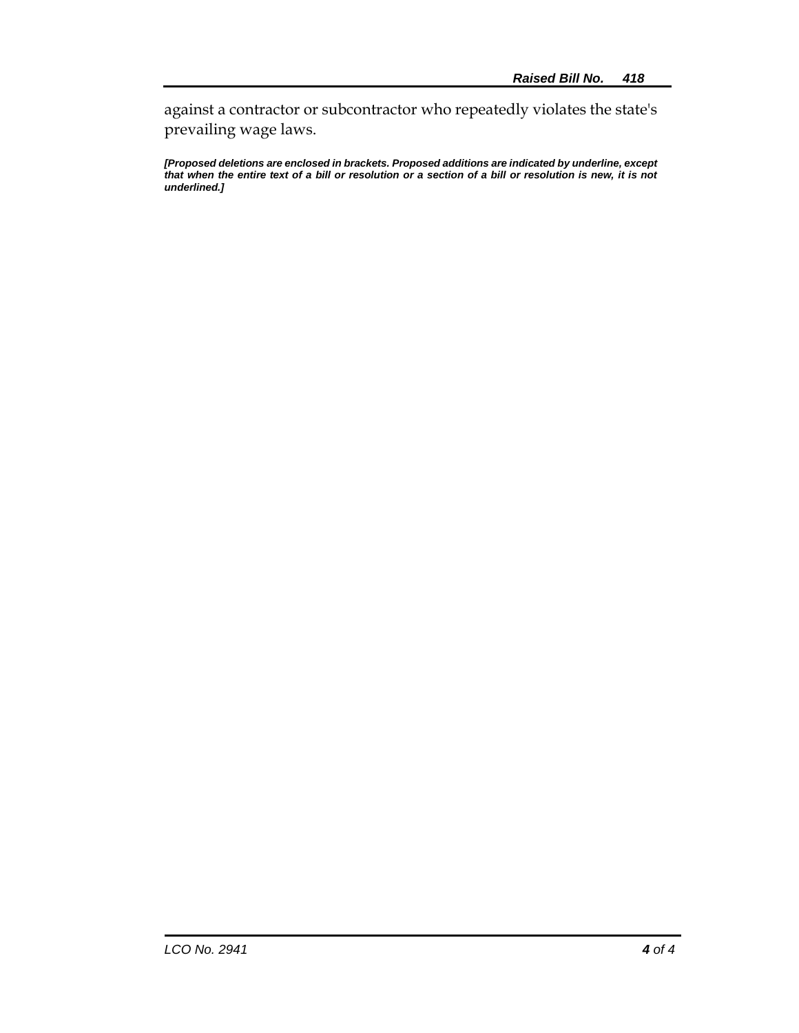against a contractor or subcontractor who repeatedly violates the state's prevailing wage laws.

***[Proposed deletions are enclosed in brackets. Proposed additions are indicated by underline, except that when the entire text of a bill or resolution or a section of a bill or resolution is new, it is not underlined.]***